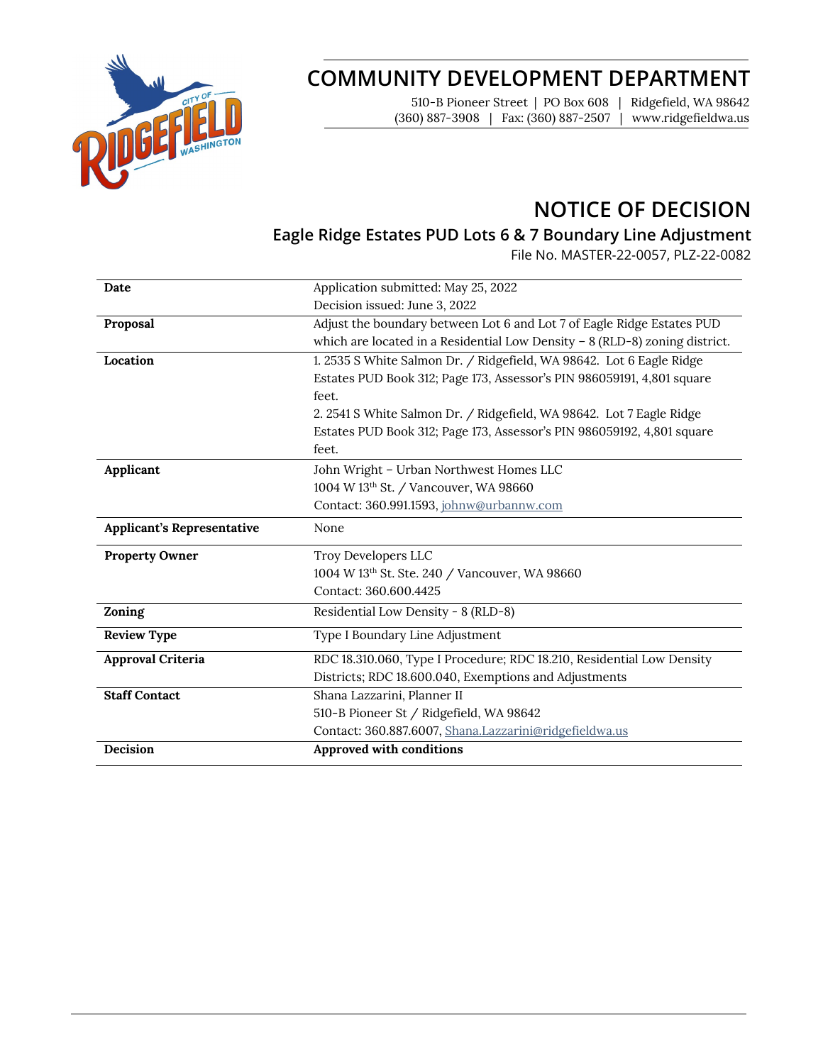# COMMUNITY DEVELOPMENT DEPARTMENT

510-B Pioneer Street | PO Box 608 | Ridgefield, WA 98642
(360) 887-3908 | Fax: (360) 887-2507 | www.ridgefieldwa.us

# NOTICE OF DECISION

## Eagle Ridge Estates PUD Lots 6 & 7 Boundary Line Adjustment

File No. MASTER-22-0057, PLZ-22-0082

| | |
|---|---|
| **Date** | Application submitted: May 25, 2022<br>Decision issued: June 3, 2022 |
| **Proposal** | Adjust the boundary between Lot 6 and Lot 7 of Eagle Ridge Estates PUD which are located in a Residential Low Density – 8 (RLD-8) zoning district. |
| **Location** | 1. 2535 S White Salmon Dr. / Ridgefield, WA 98642. Lot 6 Eagle Ridge Estates PUD Book 312; Page 173, Assessor's PIN 986059191, 4,801 square feet.<br>2. 2541 S White Salmon Dr. / Ridgefield, WA 98642. Lot 7 Eagle Ridge Estates PUD Book 312; Page 173, Assessor's PIN 986059192, 4,801 square feet. |
| **Applicant** | John Wright – Urban Northwest Homes LLC<br>1004 W 13th St. / Vancouver, WA 98660<br>Contact: 360.991.1593, johnw@urbannw.com |
| **Applicant's Representative** | None |
| **Property Owner** | Troy Developers LLC<br>1004 W 13th St. Ste. 240 / Vancouver, WA 98660<br>Contact: 360.600.4425 |
| **Zoning** | Residential Low Density - 8 (RLD-8) |
| **Review Type** | Type I Boundary Line Adjustment |
| **Approval Criteria** | RDC 18.310.060, Type I Procedure; RDC 18.210, Residential Low Density Districts; RDC 18.600.040, Exemptions and Adjustments |
| **Staff Contact** | Shana Lazzarini, Planner II<br>510-B Pioneer St / Ridgefield, WA 98642<br>Contact: 360.887.6007, Shana.Lazzarini@ridgefieldwa.us |
| **Decision** | **Approved with conditions** |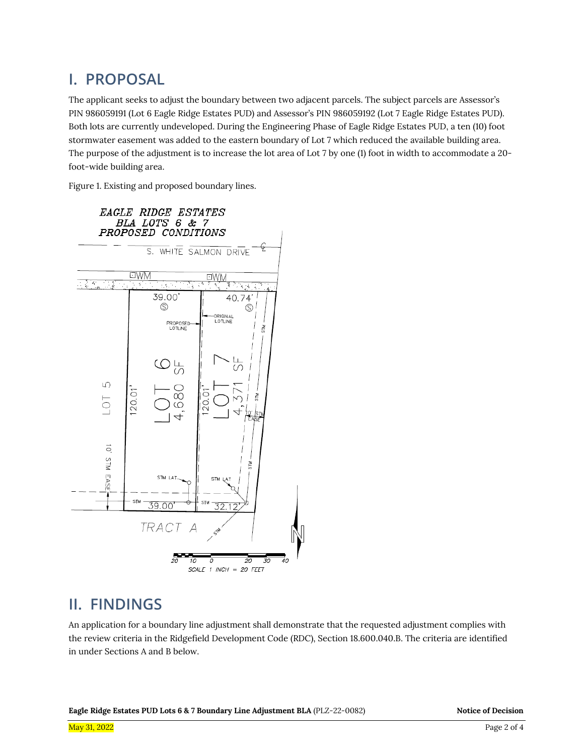## I. PROPOSAL

The applicant seeks to adjust the boundary between two adjacent parcels. The subject parcels are Assessor's PIN 986059191 (Lot 6 Eagle Ridge Estates PUD) and Assessor's PIN 986059192 (Lot 7 Eagle Ridge Estates PUD). Both lots are currently undeveloped. During the Engineering Phase of Eagle Ridge Estates PUD, a ten (10) foot stormwater easement was added to the eastern boundary of Lot 7 which reduced the available building area. The purpose of the adjustment is to increase the lot area of Lot 7 by one (1) foot in width to accommodate a 20-foot-wide building area.

Figure 1. Existing and proposed boundary lines.

## II. FINDINGS

An application for a boundary line adjustment shall demonstrate that the requested adjustment complies with the review criteria in the Ridgefield Development Code (RDC), Section 18.600.040.B. The criteria are identified in under Sections A and B below.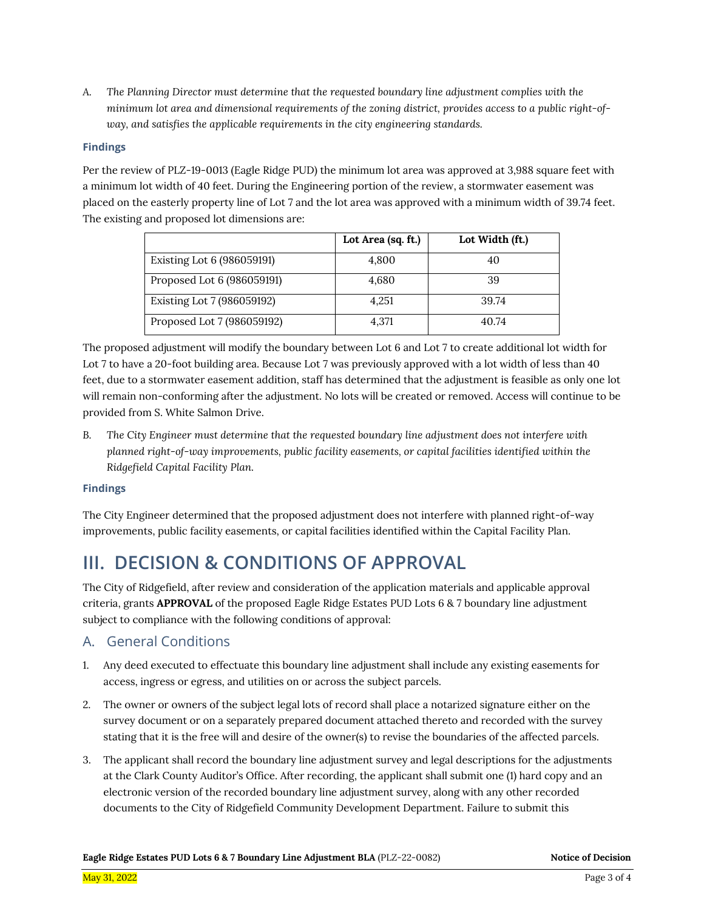A. *The Planning Director must determine that the requested boundary line adjustment complies with the minimum lot area and dimensional requirements of the zoning district, provides access to a public right-of-way, and satisfies the applicable requirements in the city engineering standards.*

**Findings**

Per the review of PLZ-19-0013 (Eagle Ridge PUD) the minimum lot area was approved at 3,988 square feet with a minimum lot width of 40 feet. During the Engineering portion of the review, a stormwater easement was placed on the easterly property line of Lot 7 and the lot area was approved with a minimum width of 39.74 feet. The existing and proposed lot dimensions are:

| | Lot Area (sq. ft.) | Lot Width (ft.) |
|---|---|---|
| Existing Lot 6 (986059191) | 4,800 | 40 |
| Proposed Lot 6 (986059191) | 4,680 | 39 |
| Existing Lot 7 (986059192) | 4,251 | 39.74 |
| Proposed Lot 7 (986059192) | 4,371 | 40.74 |

The proposed adjustment will modify the boundary between Lot 6 and Lot 7 to create additional lot width for Lot 7 to have a 20-foot building area. Because Lot 7 was previously approved with a lot width of less than 40 feet, due to a stormwater easement addition, staff has determined that the adjustment is feasible as only one lot will remain non-conforming after the adjustment. No lots will be created or removed. Access will continue to be provided from S. White Salmon Drive.

B. *The City Engineer must determine that the requested boundary line adjustment does not interfere with planned right-of-way improvements, public facility easements, or capital facilities identified within the Ridgefield Capital Facility Plan.*

**Findings**

The City Engineer determined that the proposed adjustment does not interfere with planned right-of-way improvements, public facility easements, or capital facilities identified within the Capital Facility Plan.

# III. DECISION & CONDITIONS OF APPROVAL

The City of Ridgefield, after review and consideration of the application materials and applicable approval criteria, grants **APPROVAL** of the proposed Eagle Ridge Estates PUD Lots 6 & 7 boundary line adjustment subject to compliance with the following conditions of approval:

## A. General Conditions

1. Any deed executed to effectuate this boundary line adjustment shall include any existing easements for access, ingress or egress, and utilities on or across the subject parcels.
2. The owner or owners of the subject legal lots of record shall place a notarized signature either on the survey document or on a separately prepared document attached thereto and recorded with the survey stating that it is the free will and desire of the owner(s) to revise the boundaries of the affected parcels.
3. The applicant shall record the boundary line adjustment survey and legal descriptions for the adjustments at the Clark County Auditor's Office. After recording, the applicant shall submit one (1) hard copy and an electronic version of the recorded boundary line adjustment survey, along with any other recorded documents to the City of Ridgefield Community Development Department. Failure to submit this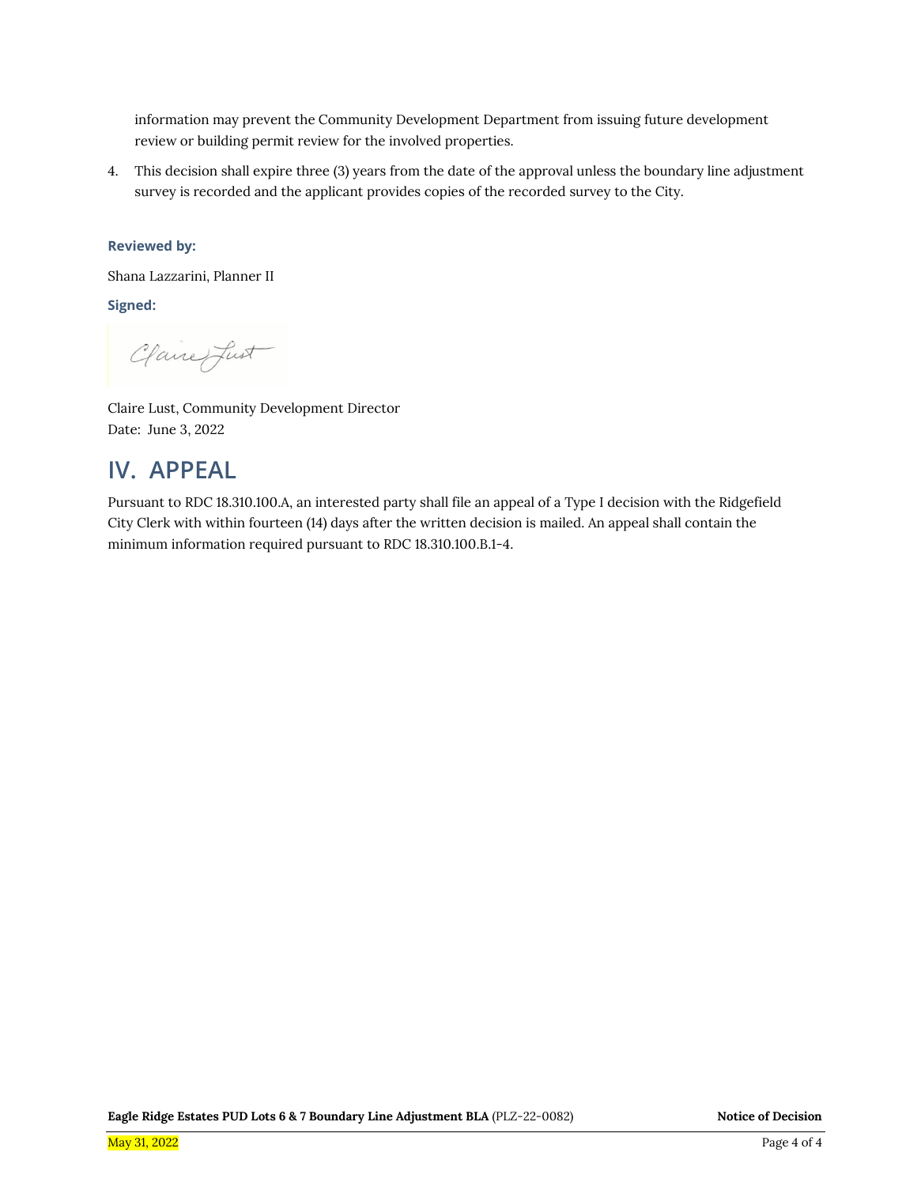information may prevent the Community Development Department from issuing future development review or building permit review for the involved properties.

4. This decision shall expire three (3) years from the date of the approval unless the boundary line adjustment survey is recorded and the applicant provides copies of the recorded survey to the City.

**Reviewed by:**

Shana Lazzarini, Planner II

**Signed:**

Claire Lust, Community Development Director
Date: June 3, 2022

## IV. APPEAL

Pursuant to RDC 18.310.100.A, an interested party shall file an appeal of a Type I decision with the Ridgefield City Clerk with within fourteen (14) days after the written decision is mailed. An appeal shall contain the minimum information required pursuant to RDC 18.310.100.B.1-4.